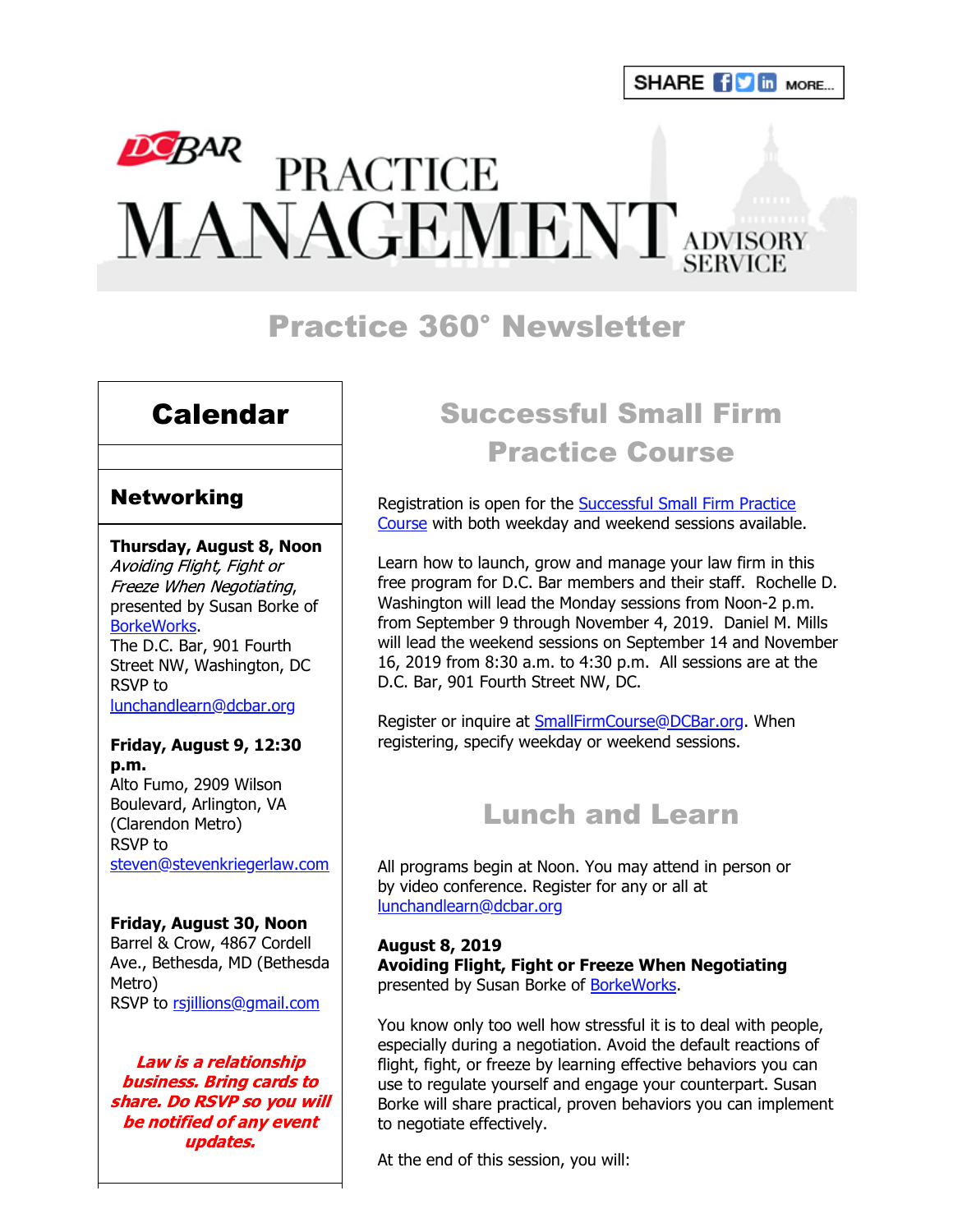SHARE MORE...

# DC BAR PRACTICE MANAGEMENT ADVISORY SERVICE

## Practice 360° Newsletter

## Calendar

### Networking

**Thursday, August 8, Noon**
*Avoiding Flight, Fight or Freeze When Negotiating*, presented by Susan Borke of BorkeWorks.
The D.C. Bar, 901 Fourth Street NW, Washington, DC
RSVP to lunchandlearn@dcbar.org

**Friday, August 9, 12:30 p.m.**
Alto Fumo, 2909 Wilson Boulevard, Arlington, VA (Clarendon Metro)
RSVP to steven@stevenkriegerlaw.com

**Friday, August 30, Noon**
Barrel & Crow, 4867 Cordell Ave., Bethesda, MD (Bethesda Metro)
RSVP to rsjillions@gmail.com

***Law is a relationship business. Bring cards to share. Do RSVP so you will be notified of any event updates.***

## Successful Small Firm Practice Course

Registration is open for the Successful Small Firm Practice Course with both weekday and weekend sessions available.

Learn how to launch, grow and manage your law firm in this free program for D.C. Bar members and their staff. Rochelle D. Washington will lead the Monday sessions from Noon-2 p.m. from September 9 through November 4, 2019. Daniel M. Mills will lead the weekend sessions on September 14 and November 16, 2019 from 8:30 a.m. to 4:30 p.m. All sessions are at the D.C. Bar, 901 Fourth Street NW, DC.

Register or inquire at SmallFirmCourse@DCBar.org. When registering, specify weekday or weekend sessions.

## Lunch and Learn

All programs begin at Noon. You may attend in person or by video conference. Register for any or all at lunchandlearn@dcbar.org

**August 8, 2019**
**Avoiding Flight, Fight or Freeze When Negotiating**
presented by Susan Borke of BorkeWorks.

You know only too well how stressful it is to deal with people, especially during a negotiation. Avoid the default reactions of flight, fight, or freeze by learning effective behaviors you can use to regulate yourself and engage your counterpart. Susan Borke will share practical, proven behaviors you can implement to negotiate effectively.

At the end of this session, you will: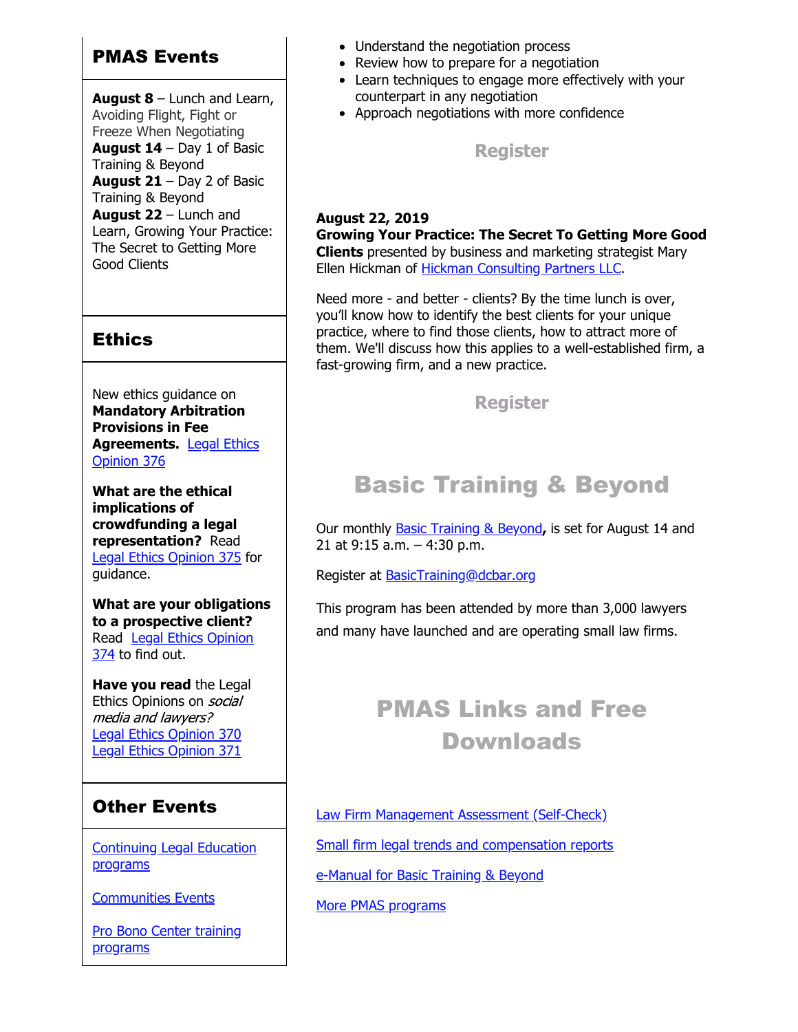## PMAS Events

**August 8** – Lunch and Learn, Avoiding Flight, Fight or Freeze When Negotiating
**August 14** – Day 1 of Basic Training & Beyond
**August 21** – Day 2 of Basic Training & Beyond
**August 22** – Lunch and Learn, Growing Your Practice: The Secret to Getting More Good Clients

## Ethics

New ethics guidance on **Mandatory Arbitration Provisions in Fee Agreements.** Legal Ethics Opinion 376

**What are the ethical implications of crowdfunding a legal representation?** Read Legal Ethics Opinion 375 for guidance.

**What are your obligations to a prospective client?** Read Legal Ethics Opinion 374 to find out.

**Have you read** the Legal Ethics Opinions on *social media and lawyers?*
Legal Ethics Opinion 370
Legal Ethics Opinion 371

## Other Events

Continuing Legal Education programs

Communities Events

Pro Bono Center training programs

- Understand the negotiation process
- Review how to prepare for a negotiation
- Learn techniques to engage more effectively with your counterpart in any negotiation
- Approach negotiations with more confidence

Register

**August 22, 2019**
**Growing Your Practice: The Secret To Getting More Good Clients** presented by business and marketing strategist Mary Ellen Hickman of Hickman Consulting Partners LLC.

Need more - and better - clients? By the time lunch is over, you'll know how to identify the best clients for your unique practice, where to find those clients, how to attract more of them. We'll discuss how this applies to a well-established firm, a fast-growing firm, and a new practice.

Register

## Basic Training & Beyond

Our monthly Basic Training & Beyond**,** is set for August 14 and 21 at 9:15 a.m. – 4:30 p.m.

Register at BasicTraining@dcbar.org

This program has been attended by more than 3,000 lawyers and many have launched and are operating small law firms.

## PMAS Links and Free Downloads

Law Firm Management Assessment (Self-Check)

Small firm legal trends and compensation reports

e-Manual for Basic Training & Beyond

More PMAS programs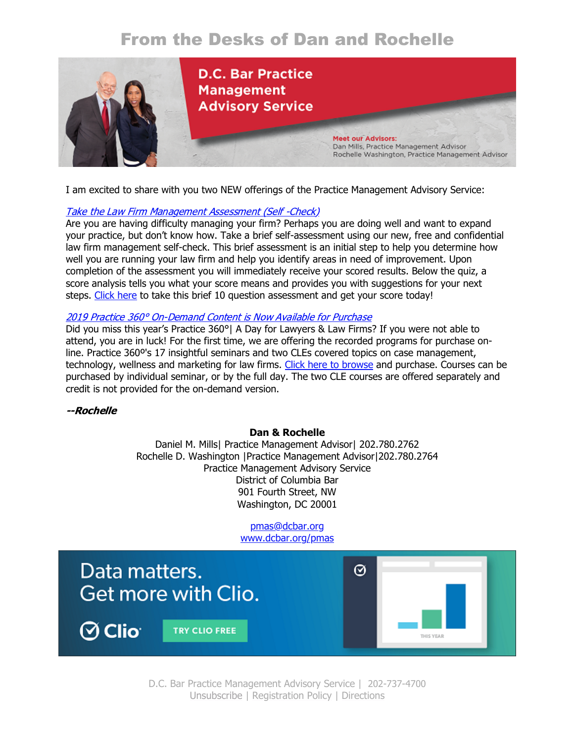# From the Desks of Dan and Rochelle

D.C. Bar Practice Management Advisory Service

Meet our Advisors:
Dan Mills, Practice Management Advisor
Rochelle Washington, Practice Management Advisor

I am excited to share with you two NEW offerings of the Practice Management Advisory Service:

*Take the Law Firm Management Assessment (Self -Check)*
Are you are having difficulty managing your firm? Perhaps you are doing well and want to expand your practice, but don't know how. Take a brief self-assessment using our new, free and confidential law firm management self-check. This brief assessment is an initial step to help you determine how well you are running your law firm and help you identify areas in need of improvement. Upon completion of the assessment you will immediately receive your scored results. Below the quiz, a score analysis tells you what your score means and provides you with suggestions for your next steps. Click here to take this brief 10 question assessment and get your score today!

*2019 Practice 360° On-Demand Content is Now Available for Purchase*
Did you miss this year's Practice 360°| A Day for Lawyers & Law Firms? If you were not able to attend, you are in luck! For the first time, we are offering the recorded programs for purchase on-line. Practice 360º's 17 insightful seminars and two CLEs covered topics on case management, technology, wellness and marketing for law firms. Click here to browse and purchase. Courses can be purchased by individual seminar, or by the full day. The two CLE courses are offered separately and credit is not provided for the on-demand version.

***--Rochelle***

**Dan & Rochelle**
Daniel M. Mills| Practice Management Advisor| 202.780.2762
Rochelle D. Washington |Practice Management Advisor|202.780.2764
Practice Management Advisory Service
District of Columbia Bar
901 Fourth Street, NW
Washington, DC 20001

pmas@dcbar.org
www.dcbar.org/pmas

Data matters.
Get more with Clio.
Clio
TRY CLIO FREE
THIS YEAR

D.C. Bar Practice Management Advisory Service | 202-737-4700
Unsubscribe | Registration Policy | Directions